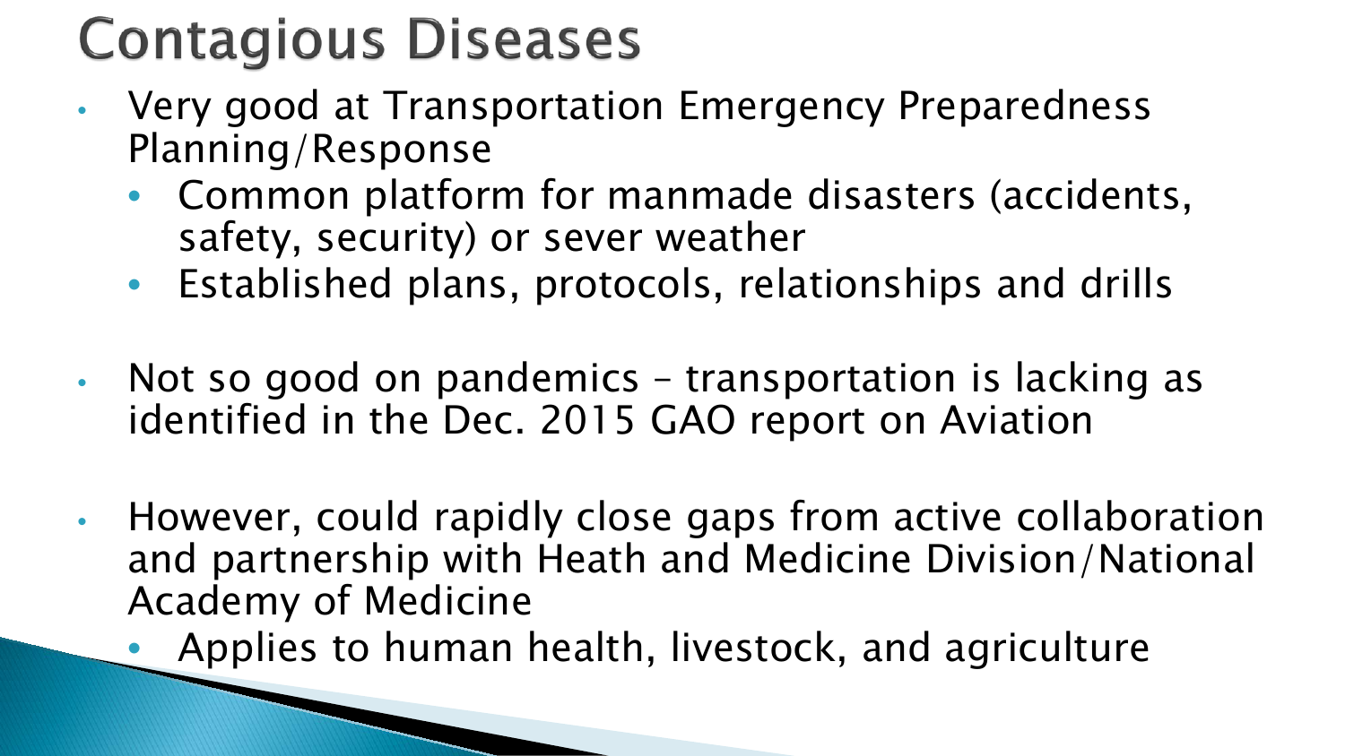# Contagious Diseases

- Very good at Transportation Emergency Preparedness Planning/Response
  - Common platform for manmade disasters (accidents, safety, security) or sever weather
  - Established plans, protocols, relationships and drills

- Not so good on pandemics – transportation is lacking as identified in the Dec. 2015 GAO report on Aviation

- However, could rapidly close gaps from active collaboration and partnership with Heath and Medicine Division/National Academy of Medicine
  - Applies to human health, livestock, and agriculture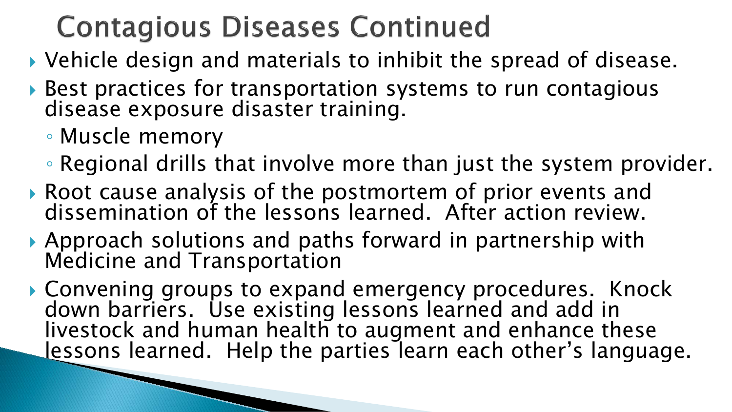# Contagious Diseases Continued

- Vehicle design and materials to inhibit the spread of disease.
- Best practices for transportation systems to run contagious disease exposure disaster training.
  - Muscle memory
  - Regional drills that involve more than just the system provider.
- Root cause analysis of the postmortem of prior events and dissemination of the lessons learned. After action review.
- Approach solutions and paths forward in partnership with Medicine and Transportation
- Convening groups to expand emergency procedures. Knock down barriers. Use existing lessons learned and add in livestock and human health to augment and enhance these lessons learned. Help the parties learn each other's language.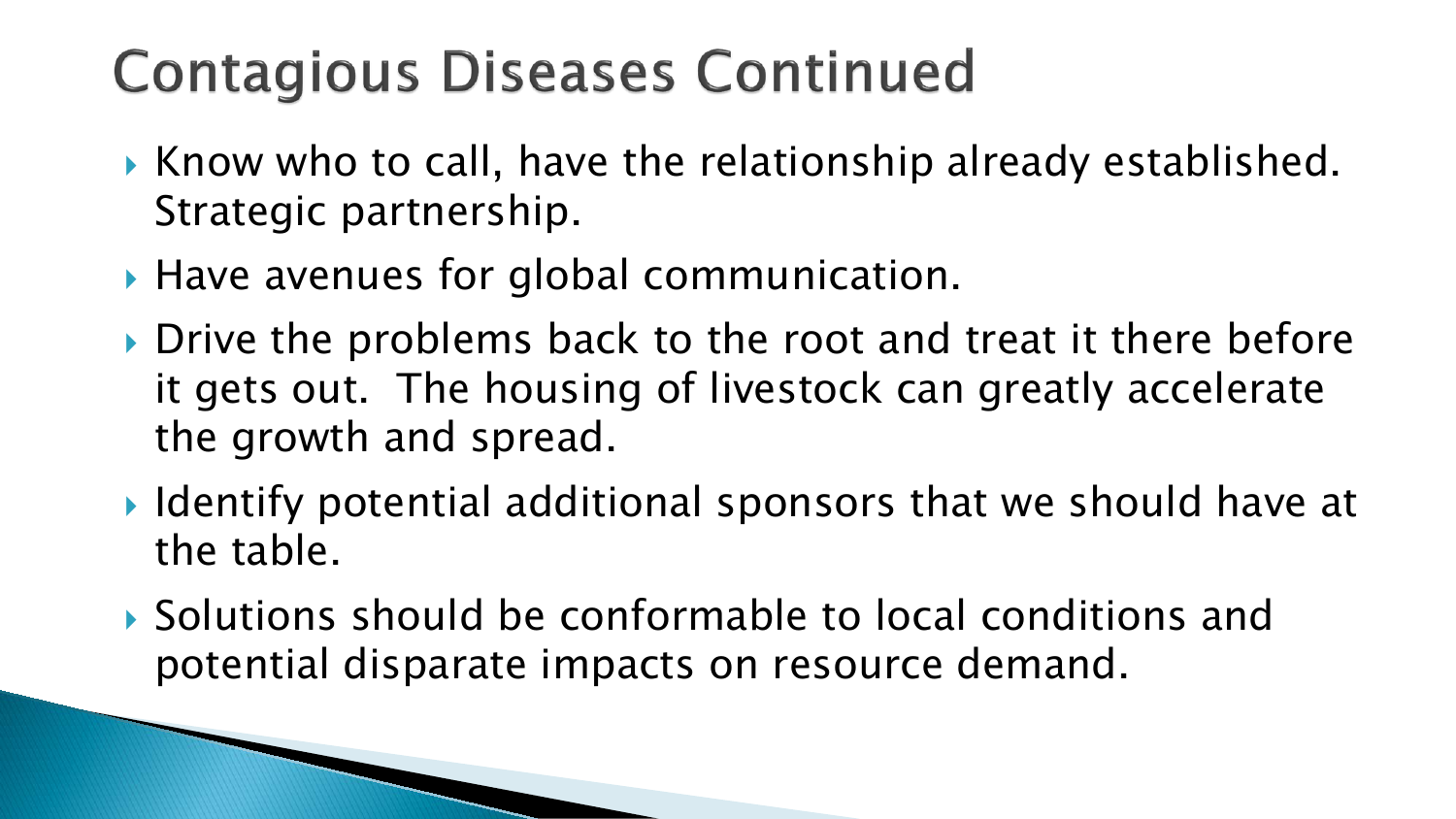# Contagious Diseases Continued

- Know who to call, have the relationship already established. Strategic partnership.
- Have avenues for global communication.
- Drive the problems back to the root and treat it there before it gets out. The housing of livestock can greatly accelerate the growth and spread.
- Identify potential additional sponsors that we should have at the table.
- Solutions should be conformable to local conditions and potential disparate impacts on resource demand.